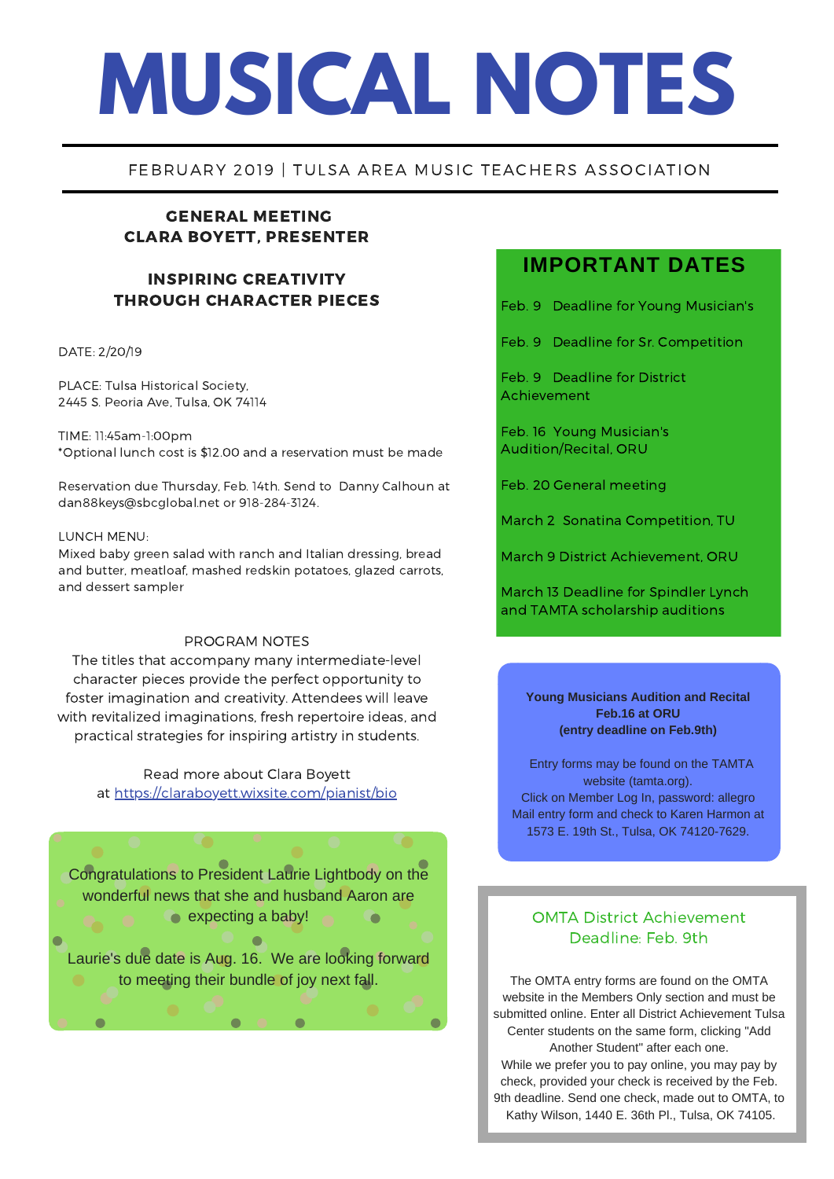# MUSICAL NOTES

FEBRUARY 2019 | TULSA AREA MUSIC TEACHERS ASSOCIATION

## GENERAL MEETING
## CLARA BOYETT, PRESENTER

### INSPIRING CREATIVITY THROUGH CHARACTER PIECES

DATE: 2/20/19

PLACE: Tulsa Historical Society,
2445 S. Peoria Ave, Tulsa, OK 74114

TIME: 11:45am-1:00pm
*Optional lunch cost is $12.00 and a reservation must be made

Reservation due Thursday, Feb. 14th. Send to Danny Calhoun at dan88keys@sbcglobal.net or 918-284-3124.

LUNCH MENU:
Mixed baby green salad with ranch and Italian dressing, bread and butter, meatloaf, mashed redskin potatoes, glazed carrots, and dessert sampler

PROGRAM NOTES

The titles that accompany many intermediate-level character pieces provide the perfect opportunity to foster imagination and creativity. Attendees will leave with revitalized imaginations, fresh repertoire ideas, and practical strategies for inspiring artistry in students.

Read more about Clara Boyett at https://claraboyett.wixsite.com/pianist/bio

Congratulations to President Laurie Lightbody on the wonderful news that she and husband Aaron are expecting a baby!

Laurie's due date is Aug. 16. We are looking forward to meeting their bundle of joy next fall.

## IMPORTANT DATES

Feb. 9 Deadline for Young Musician's

Feb. 9 Deadline for Sr. Competition

Feb. 9 Deadline for District Achievement

Feb. 16 Young Musician's Audition/Recital, ORU

Feb. 20 General meeting

March 2 Sonatina Competition, TU

March 9 District Achievement, ORU

March 13 Deadline for Spindler Lynch and TAMTA scholarship auditions

**Young Musicians Audition and Recital**
**Feb.16 at ORU**
**(entry deadline on Feb.9th)**

Entry forms may be found on the TAMTA website (tamta.org).
Click on Member Log In, password: allegro
Mail entry form and check to Karen Harmon at 1573 E. 19th St., Tulsa, OK 74120-7629.

### OMTA District Achievement Deadline: Feb. 9th

The OMTA entry forms are found on the OMTA website in the Members Only section and must be submitted online. Enter all District Achievement Tulsa Center students on the same form, clicking "Add Another Student" after each one.
While we prefer you to pay online, you may pay by check, provided your check is received by the Feb. 9th deadline. Send one check, made out to OMTA, to Kathy Wilson, 1440 E. 36th Pl., Tulsa, OK 74105.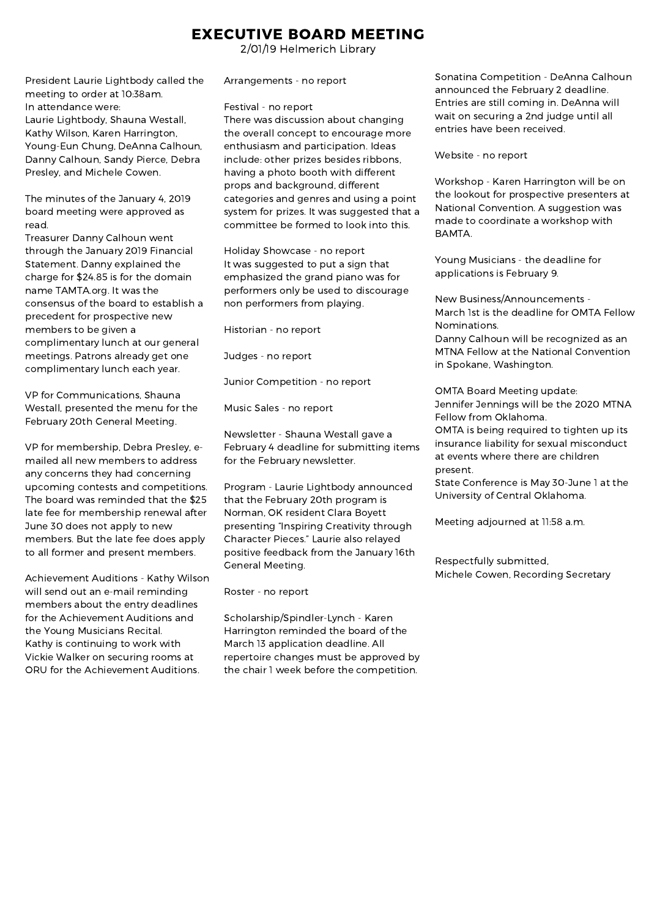# EXECUTIVE BOARD MEETING

2/01/19 Helmerich Library

President Laurie Lightbody called the meeting to order at 10:38am.
In attendance were:
Laurie Lightbody, Shauna Westall, Kathy Wilson, Karen Harrington, Young-Eun Chung, DeAnna Calhoun, Danny Calhoun, Sandy Pierce, Debra Presley, and Michele Cowen.

The minutes of the January 4, 2019 board meeting were approved as read.
Treasurer Danny Calhoun went through the January 2019 Financial Statement. Danny explained the charge for $24.85 is for the domain name TAMTA.org. It was the consensus of the board to establish a precedent for prospective new members to be given a complimentary lunch at our general meetings. Patrons already get one complimentary lunch each year.

VP for Communications, Shauna Westall, presented the menu for the February 20th General Meeting.

VP for membership, Debra Presley, e-mailed all new members to address any concerns they had concerning upcoming contests and competitions. The board was reminded that the $25 late fee for membership renewal after June 30 does not apply to new members. But the late fee does apply to all former and present members.

Achievement Auditions - Kathy Wilson will send out an e-mail reminding members about the entry deadlines for the Achievement Auditions and the Young Musicians Recital.
Kathy is continuing to work with Vickie Walker on securing rooms at ORU for the Achievement Auditions.

Arrangements - no report

Festival - no report
There was discussion about changing the overall concept to encourage more enthusiasm and participation. Ideas include: other prizes besides ribbons, having a photo booth with different props and background, different categories and genres and using a point system for prizes. It was suggested that a committee be formed to look into this.

Holiday Showcase - no report
It was suggested to put a sign that emphasized the grand piano was for performers only be used to discourage non performers from playing.

Historian - no report

Judges - no report

Junior Competition - no report

Music Sales - no report

Newsletter - Shauna Westall gave a February 4 deadline for submitting items for the February newsletter.

Program - Laurie Lightbody announced that the February 20th program is Norman, OK resident Clara Boyett presenting "Inspiring Creativity through Character Pieces." Laurie also relayed positive feedback from the January 16th General Meeting.

Roster - no report

Scholarship/Spindler-Lynch - Karen Harrington reminded the board of the March 13 application deadline. All repertoire changes must be approved by the chair 1 week before the competition.

Sonatina Competition - DeAnna Calhoun announced the February 2 deadline. Entries are still coming in. DeAnna will wait on securing a 2nd judge until all entries have been received.

Website - no report

Workshop - Karen Harrington will be on the lookout for prospective presenters at National Convention. A suggestion was made to coordinate a workshop with BAMTA.

Young Musicians - the deadline for applications is February 9.

New Business/Announcements -
March 1st is the deadline for OMTA Fellow Nominations.
Danny Calhoun will be recognized as an MTNA Fellow at the National Convention in Spokane, Washington.

OMTA Board Meeting update:
Jennifer Jennings will be the 2020 MTNA Fellow from Oklahoma.
OMTA is being required to tighten up its insurance liability for sexual misconduct at events where there are children present.
State Conference is May 30-June 1 at the University of Central Oklahoma.

Meeting adjourned at 11:58 a.m.

Respectfully submitted,
Michele Cowen, Recording Secretary